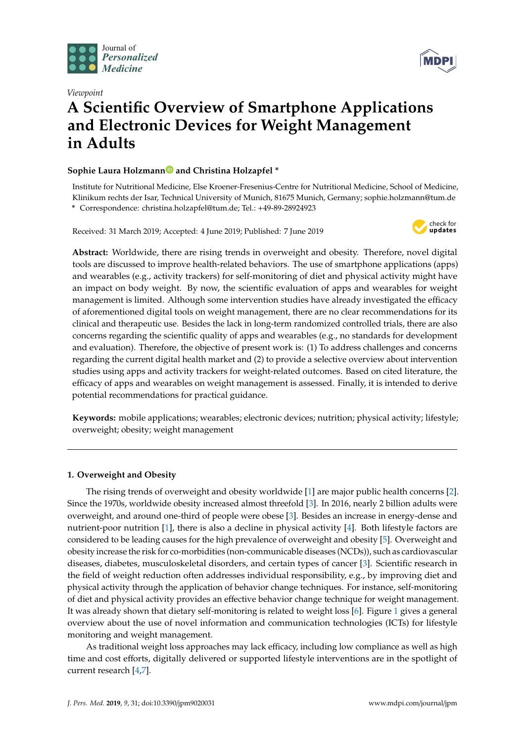Journal of *Personalized Medicine*

*Viewpoint*

# A Scientific Overview of Smartphone Applications and Electronic Devices for Weight Management in Adults

**Sophie Laura Holzmann and Christina Holzapfel ***

Institute for Nutritional Medicine, Else Kroener-Fresenius-Centre for Nutritional Medicine, School of Medicine, Klinikum rechts der Isar, Technical University of Munich, 81675 Munich, Germany; sophie.holzmann@tum.de

\* Correspondence: christina.holzapfel@tum.de; Tel.: +49-89-28924923

Received: 31 March 2019; Accepted: 4 June 2019; Published: 7 June 2019

**Abstract:** Worldwide, there are rising trends in overweight and obesity. Therefore, novel digital tools are discussed to improve health-related behaviors. The use of smartphone applications (apps) and wearables (e.g., activity trackers) for self-monitoring of diet and physical activity might have an impact on body weight. By now, the scientific evaluation of apps and wearables for weight management is limited. Although some intervention studies have already investigated the efficacy of aforementioned digital tools on weight management, there are no clear recommendations for its clinical and therapeutic use. Besides the lack in long-term randomized controlled trials, there are also concerns regarding the scientific quality of apps and wearables (e.g., no standards for development and evaluation). Therefore, the objective of present work is: (1) To address challenges and concerns regarding the current digital health market and (2) to provide a selective overview about intervention studies using apps and activity trackers for weight-related outcomes. Based on cited literature, the efficacy of apps and wearables on weight management is assessed. Finally, it is intended to derive potential recommendations for practical guidance.

**Keywords:** mobile applications; wearables; electronic devices; nutrition; physical activity; lifestyle; overweight; obesity; weight management

## 1. Overweight and Obesity

The rising trends of overweight and obesity worldwide [1] are major public health concerns [2]. Since the 1970s, worldwide obesity increased almost threefold [3]. In 2016, nearly 2 billion adults were overweight, and around one-third of people were obese [3]. Besides an increase in energy-dense and nutrient-poor nutrition [1], there is also a decline in physical activity [4]. Both lifestyle factors are considered to be leading causes for the high prevalence of overweight and obesity [5]. Overweight and obesity increase the risk for co-morbidities (non-communicable diseases (NCDs)), such as cardiovascular diseases, diabetes, musculoskeletal disorders, and certain types of cancer [3]. Scientific research in the field of weight reduction often addresses individual responsibility, e.g., by improving diet and physical activity through the application of behavior change techniques. For instance, self-monitoring of diet and physical activity provides an effective behavior change technique for weight management. It was already shown that dietary self-monitoring is related to weight loss [6]. Figure 1 gives a general overview about the use of novel information and communication technologies (ICTs) for lifestyle monitoring and weight management.

As traditional weight loss approaches may lack efficacy, including low compliance as well as high time and cost efforts, digitally delivered or supported lifestyle interventions are in the spotlight of current research [4,7].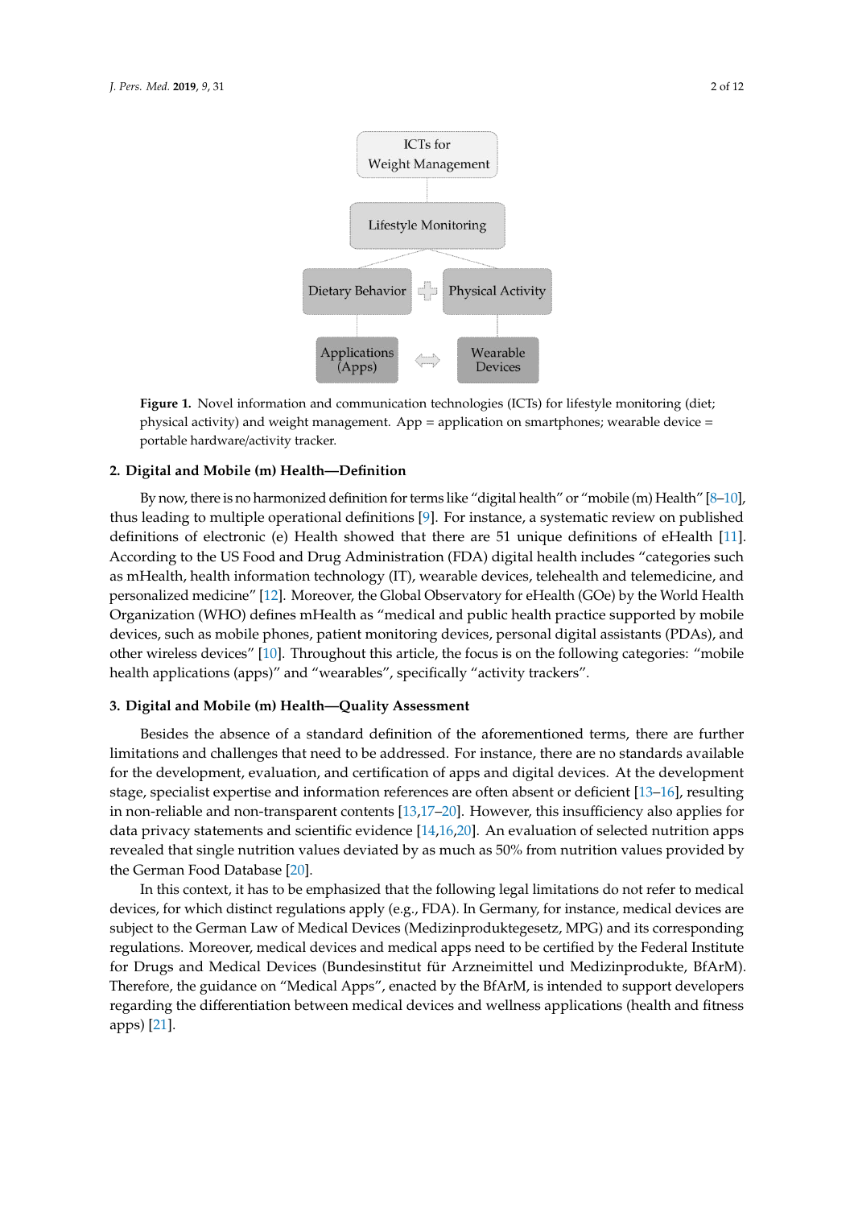**Figure 1.** Novel information and communication technologies (ICTs) for lifestyle monitoring (diet; physical activity) and weight management. App = application on smartphones; wearable device = portable hardware/activity tracker.

## 2. Digital and Mobile (m) Health—Definition

By now, there is no harmonized definition for terms like "digital health" or "mobile (m) Health" [8–10], thus leading to multiple operational definitions [9]. For instance, a systematic review on published definitions of electronic (e) Health showed that there are 51 unique definitions of eHealth [11]. According to the US Food and Drug Administration (FDA) digital health includes "categories such as mHealth, health information technology (IT), wearable devices, telehealth and telemedicine, and personalized medicine" [12]. Moreover, the Global Observatory for eHealth (GOe) by the World Health Organization (WHO) defines mHealth as "medical and public health practice supported by mobile devices, such as mobile phones, patient monitoring devices, personal digital assistants (PDAs), and other wireless devices" [10]. Throughout this article, the focus is on the following categories: "mobile health applications (apps)" and "wearables", specifically "activity trackers".

## 3. Digital and Mobile (m) Health—Quality Assessment

Besides the absence of a standard definition of the aforementioned terms, there are further limitations and challenges that need to be addressed. For instance, there are no standards available for the development, evaluation, and certification of apps and digital devices. At the development stage, specialist expertise and information references are often absent or deficient [13–16], resulting in non-reliable and non-transparent contents [13,17–20]. However, this insufficiency also applies for data privacy statements and scientific evidence [14,16,20]. An evaluation of selected nutrition apps revealed that single nutrition values deviated by as much as 50% from nutrition values provided by the German Food Database [20].

In this context, it has to be emphasized that the following legal limitations do not refer to medical devices, for which distinct regulations apply (e.g., FDA). In Germany, for instance, medical devices are subject to the German Law of Medical Devices (Medizinproduktegesetz, MPG) and its corresponding regulations. Moreover, medical devices and medical apps need to be certified by the Federal Institute for Drugs and Medical Devices (Bundesinstitut für Arzneimittel und Medizinprodukte, BfArM). Therefore, the guidance on "Medical Apps", enacted by the BfArM, is intended to support developers regarding the differentiation between medical devices and wellness applications (health and fitness apps) [21].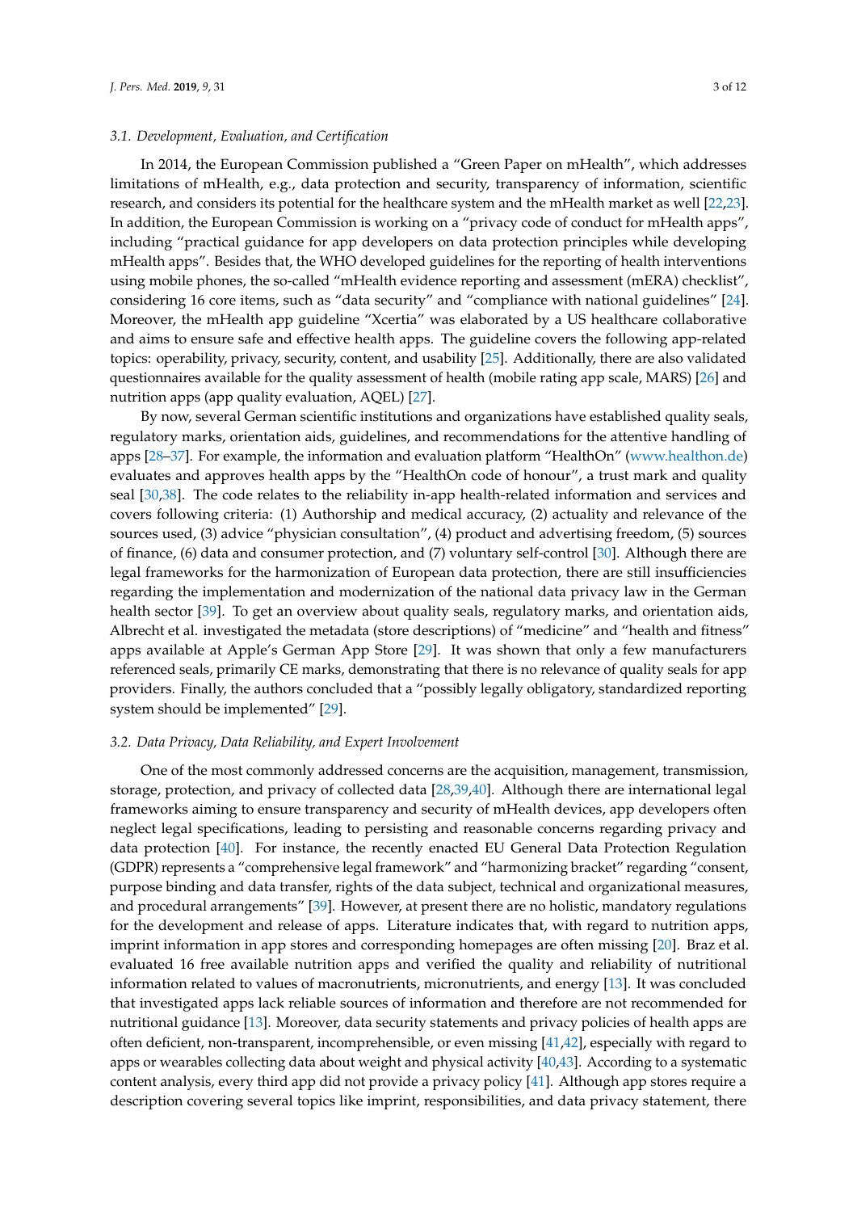### 3.1. Development, Evaluation, and Certification

In 2014, the European Commission published a "Green Paper on mHealth", which addresses limitations of mHealth, e.g., data protection and security, transparency of information, scientific research, and considers its potential for the healthcare system and the mHealth market as well [22,23]. In addition, the European Commission is working on a "privacy code of conduct for mHealth apps", including "practical guidance for app developers on data protection principles while developing mHealth apps". Besides that, the WHO developed guidelines for the reporting of health interventions using mobile phones, the so-called "mHealth evidence reporting and assessment (mERA) checklist", considering 16 core items, such as "data security" and "compliance with national guidelines" [24]. Moreover, the mHealth app guideline "Xcertia" was elaborated by a US healthcare collaborative and aims to ensure safe and effective health apps. The guideline covers the following app-related topics: operability, privacy, security, content, and usability [25]. Additionally, there are also validated questionnaires available for the quality assessment of health (mobile rating app scale, MARS) [26] and nutrition apps (app quality evaluation, AQEL) [27].

By now, several German scientific institutions and organizations have established quality seals, regulatory marks, orientation aids, guidelines, and recommendations for the attentive handling of apps [28–37]. For example, the information and evaluation platform "HealthOn" (www.healthon.de) evaluates and approves health apps by the "HealthOn code of honour", a trust mark and quality seal [30,38]. The code relates to the reliability in-app health-related information and services and covers following criteria: (1) Authorship and medical accuracy, (2) actuality and relevance of the sources used, (3) advice "physician consultation", (4) product and advertising freedom, (5) sources of finance, (6) data and consumer protection, and (7) voluntary self-control [30]. Although there are legal frameworks for the harmonization of European data protection, there are still insufficiencies regarding the implementation and modernization of the national data privacy law in the German health sector [39]. To get an overview about quality seals, regulatory marks, and orientation aids, Albrecht et al. investigated the metadata (store descriptions) of "medicine" and "health and fitness" apps available at Apple's German App Store [29]. It was shown that only a few manufacturers referenced seals, primarily CE marks, demonstrating that there is no relevance of quality seals for app providers. Finally, the authors concluded that a "possibly legally obligatory, standardized reporting system should be implemented" [29].

### 3.2. Data Privacy, Data Reliability, and Expert Involvement

One of the most commonly addressed concerns are the acquisition, management, transmission, storage, protection, and privacy of collected data [28,39,40]. Although there are international legal frameworks aiming to ensure transparency and security of mHealth devices, app developers often neglect legal specifications, leading to persisting and reasonable concerns regarding privacy and data protection [40]. For instance, the recently enacted EU General Data Protection Regulation (GDPR) represents a "comprehensive legal framework" and "harmonizing bracket" regarding "consent, purpose binding and data transfer, rights of the data subject, technical and organizational measures, and procedural arrangements" [39]. However, at present there are no holistic, mandatory regulations for the development and release of apps. Literature indicates that, with regard to nutrition apps, imprint information in app stores and corresponding homepages are often missing [20]. Braz et al. evaluated 16 free available nutrition apps and verified the quality and reliability of nutritional information related to values of macronutrients, micronutrients, and energy [13]. It was concluded that investigated apps lack reliable sources of information and therefore are not recommended for nutritional guidance [13]. Moreover, data security statements and privacy policies of health apps are often deficient, non-transparent, incomprehensible, or even missing [41,42], especially with regard to apps or wearables collecting data about weight and physical activity [40,43]. According to a systematic content analysis, every third app did not provide a privacy policy [41]. Although app stores require a description covering several topics like imprint, responsibilities, and data privacy statement, there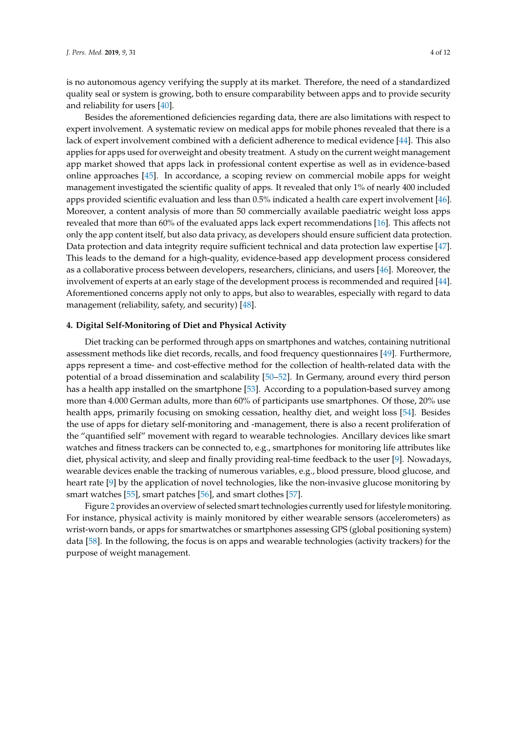is no autonomous agency verifying the supply at its market. Therefore, the need of a standardized quality seal or system is growing, both to ensure comparability between apps and to provide security and reliability for users [40].

Besides the aforementioned deficiencies regarding data, there are also limitations with respect to expert involvement. A systematic review on medical apps for mobile phones revealed that there is a lack of expert involvement combined with a deficient adherence to medical evidence [44]. This also applies for apps used for overweight and obesity treatment. A study on the current weight management app market showed that apps lack in professional content expertise as well as in evidence-based online approaches [45]. In accordance, a scoping review on commercial mobile apps for weight management investigated the scientific quality of apps. It revealed that only 1% of nearly 400 included apps provided scientific evaluation and less than 0.5% indicated a health care expert involvement [46]. Moreover, a content analysis of more than 50 commercially available paediatric weight loss apps revealed that more than 60% of the evaluated apps lack expert recommendations [16]. This affects not only the app content itself, but also data privacy, as developers should ensure sufficient data protection. Data protection and data integrity require sufficient technical and data protection law expertise [47]. This leads to the demand for a high-quality, evidence-based app development process considered as a collaborative process between developers, researchers, clinicians, and users [46]. Moreover, the involvement of experts at an early stage of the development process is recommended and required [44]. Aforementioned concerns apply not only to apps, but also to wearables, especially with regard to data management (reliability, safety, and security) [48].

## 4. Digital Self-Monitoring of Diet and Physical Activity

Diet tracking can be performed through apps on smartphones and watches, containing nutritional assessment methods like diet records, recalls, and food frequency questionnaires [49]. Furthermore, apps represent a time- and cost-effective method for the collection of health-related data with the potential of a broad dissemination and scalability [50–52]. In Germany, around every third person has a health app installed on the smartphone [53]. According to a population-based survey among more than 4.000 German adults, more than 60% of participants use smartphones. Of those, 20% use health apps, primarily focusing on smoking cessation, healthy diet, and weight loss [54]. Besides the use of apps for dietary self-monitoring and -management, there is also a recent proliferation of the "quantified self" movement with regard to wearable technologies. Ancillary devices like smart watches and fitness trackers can be connected to, e.g., smartphones for monitoring life attributes like diet, physical activity, and sleep and finally providing real-time feedback to the user [9]. Nowadays, wearable devices enable the tracking of numerous variables, e.g., blood pressure, blood glucose, and heart rate [9] by the application of novel technologies, like the non-invasive glucose monitoring by smart watches [55], smart patches [56], and smart clothes [57].

Figure 2 provides an overview of selected smart technologies currently used for lifestyle monitoring. For instance, physical activity is mainly monitored by either wearable sensors (accelerometers) as wrist-worn bands, or apps for smartwatches or smartphones assessing GPS (global positioning system) data [58]. In the following, the focus is on apps and wearable technologies (activity trackers) for the purpose of weight management.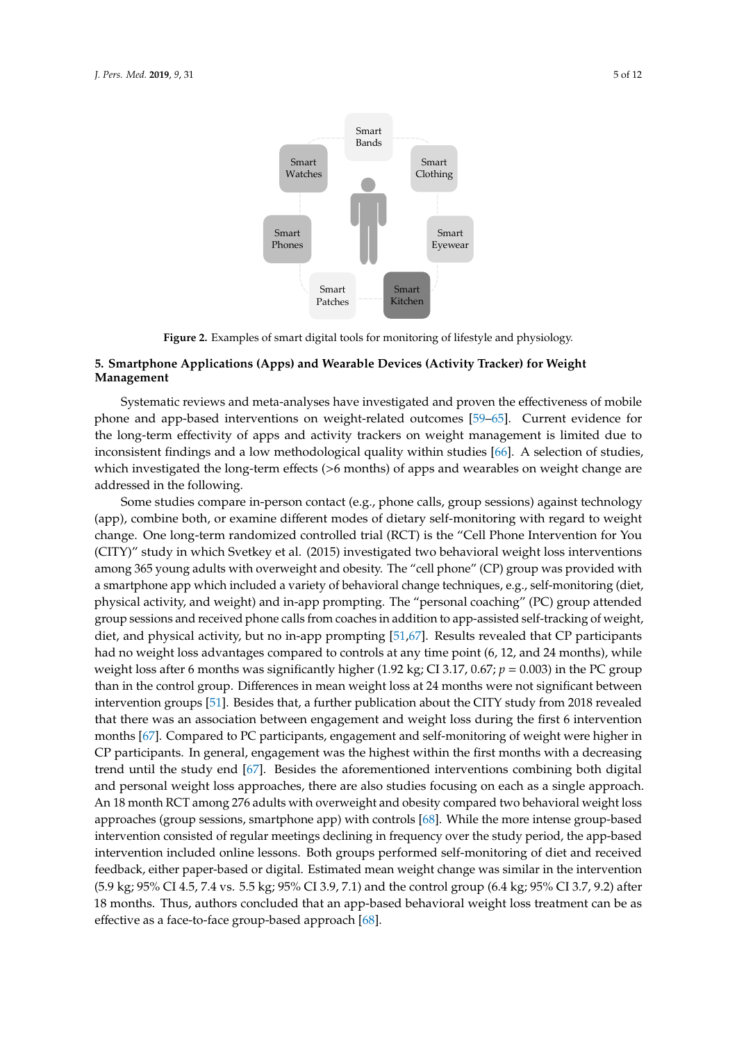Figure 2. Examples of smart digital tools for monitoring of lifestyle and physiology.

## 5. Smartphone Applications (Apps) and Wearable Devices (Activity Tracker) for Weight Management

Systematic reviews and meta-analyses have investigated and proven the effectiveness of mobile phone and app-based interventions on weight-related outcomes [59–65]. Current evidence for the long-term effectivity of apps and activity trackers on weight management is limited due to inconsistent findings and a low methodological quality within studies [66]. A selection of studies, which investigated the long-term effects (>6 months) of apps and wearables on weight change are addressed in the following.

Some studies compare in-person contact (e.g., phone calls, group sessions) against technology (app), combine both, or examine different modes of dietary self-monitoring with regard to weight change. One long-term randomized controlled trial (RCT) is the "Cell Phone Intervention for You (CITY)" study in which Svetkey et al. (2015) investigated two behavioral weight loss interventions among 365 young adults with overweight and obesity. The "cell phone" (CP) group was provided with a smartphone app which included a variety of behavioral change techniques, e.g., self-monitoring (diet, physical activity, and weight) and in-app prompting. The "personal coaching" (PC) group attended group sessions and received phone calls from coaches in addition to app-assisted self-tracking of weight, diet, and physical activity, but no in-app prompting [51,67]. Results revealed that CP participants had no weight loss advantages compared to controls at any time point (6, 12, and 24 months), while weight loss after 6 months was significantly higher (1.92 kg; CI 3.17, 0.67; $p = 0.003$) in the PC group than in the control group. Differences in mean weight loss at 24 months were not significant between intervention groups [51]. Besides that, a further publication about the CITY study from 2018 revealed that there was an association between engagement and weight loss during the first 6 intervention months [67]. Compared to PC participants, engagement and self-monitoring of weight were higher in CP participants. In general, engagement was the highest within the first months with a decreasing trend until the study end [67]. Besides the aforementioned interventions combining both digital and personal weight loss approaches, there are also studies focusing on each as a single approach. An 18 month RCT among 276 adults with overweight and obesity compared two behavioral weight loss approaches (group sessions, smartphone app) with controls [68]. While the more intense group-based intervention consisted of regular meetings declining in frequency over the study period, the app-based intervention included online lessons. Both groups performed self-monitoring of diet and received feedback, either paper-based or digital. Estimated mean weight change was similar in the intervention (5.9 kg; 95% CI 4.5, 7.4 vs. 5.5 kg; 95% CI 3.9, 7.1) and the control group (6.4 kg; 95% CI 3.7, 9.2) after 18 months. Thus, authors concluded that an app-based behavioral weight loss treatment can be as effective as a face-to-face group-based approach [68].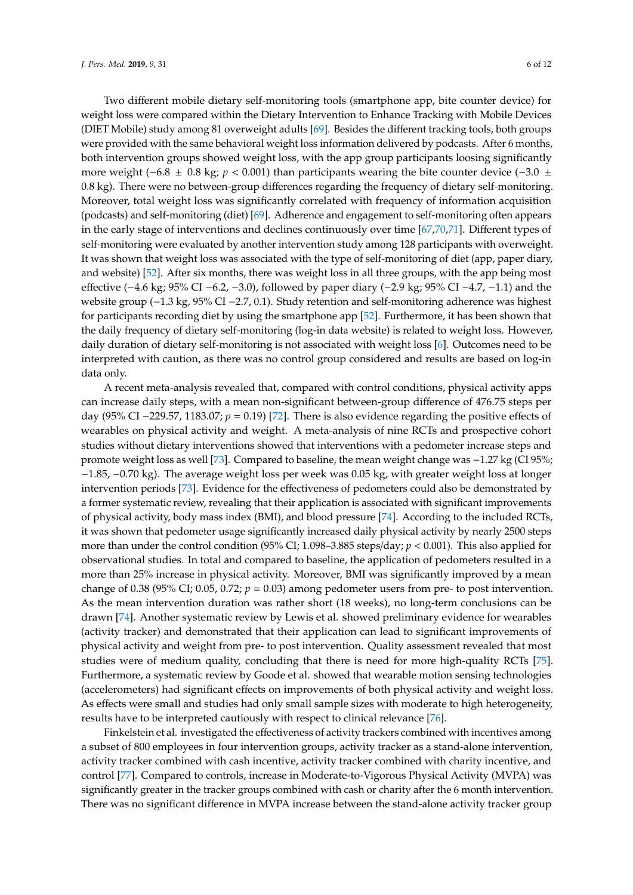Two different mobile dietary self-monitoring tools (smartphone app, bite counter device) for weight loss were compared within the Dietary Intervention to Enhance Tracking with Mobile Devices (DIET Mobile) study among 81 overweight adults [69]. Besides the different tracking tools, both groups were provided with the same behavioral weight loss information delivered by podcasts. After 6 months, both intervention groups showed weight loss, with the app group participants loosing significantly more weight (−6.8 ± 0.8 kg; $p < 0.001$) than participants wearing the bite counter device (−3.0 ± 0.8 kg). There were no between-group differences regarding the frequency of dietary self-monitoring. Moreover, total weight loss was significantly correlated with frequency of information acquisition (podcasts) and self-monitoring (diet) [69]. Adherence and engagement to self-monitoring often appears in the early stage of interventions and declines continuously over time [67,70,71]. Different types of self-monitoring were evaluated by another intervention study among 128 participants with overweight. It was shown that weight loss was associated with the type of self-monitoring of diet (app, paper diary, and website) [52]. After six months, there was weight loss in all three groups, with the app being most effective (−4.6 kg; 95% CI −6.2, −3.0), followed by paper diary (−2.9 kg; 95% CI −4.7, −1.1) and the website group (−1.3 kg, 95% CI −2.7, 0.1). Study retention and self-monitoring adherence was highest for participants recording diet by using the smartphone app [52]. Furthermore, it has been shown that the daily frequency of dietary self-monitoring (log-in data website) is related to weight loss. However, daily duration of dietary self-monitoring is not associated with weight loss [6]. Outcomes need to be interpreted with caution, as there was no control group considered and results are based on log-in data only.

A recent meta-analysis revealed that, compared with control conditions, physical activity apps can increase daily steps, with a mean non-significant between-group difference of 476.75 steps per day (95% CI −229.57, 1183.07; $p = 0.19$) [72]. There is also evidence regarding the positive effects of wearables on physical activity and weight. A meta-analysis of nine RCTs and prospective cohort studies without dietary interventions showed that interventions with a pedometer increase steps and promote weight loss as well [73]. Compared to baseline, the mean weight change was −1.27 kg (CI 95%; −1.85, −0.70 kg). The average weight loss per week was 0.05 kg, with greater weight loss at longer intervention periods [73]. Evidence for the effectiveness of pedometers could also be demonstrated by a former systematic review, revealing that their application is associated with significant improvements of physical activity, body mass index (BMI), and blood pressure [74]. According to the included RCTs, it was shown that pedometer usage significantly increased daily physical activity by nearly 2500 steps more than under the control condition (95% CI; 1.098–3.885 steps/day; $p < 0.001$). This also applied for observational studies. In total and compared to baseline, the application of pedometers resulted in a more than 25% increase in physical activity. Moreover, BMI was significantly improved by a mean change of 0.38 (95% CI; 0.05, 0.72; $p = 0.03$) among pedometer users from pre- to post intervention. As the mean intervention duration was rather short (18 weeks), no long-term conclusions can be drawn [74]. Another systematic review by Lewis et al. showed preliminary evidence for wearables (activity tracker) and demonstrated that their application can lead to significant improvements of physical activity and weight from pre- to post intervention. Quality assessment revealed that most studies were of medium quality, concluding that there is need for more high-quality RCTs [75]. Furthermore, a systematic review by Goode et al. showed that wearable motion sensing technologies (accelerometers) had significant effects on improvements of both physical activity and weight loss. As effects were small and studies had only small sample sizes with moderate to high heterogeneity, results have to be interpreted cautiously with respect to clinical relevance [76].

Finkelstein et al. investigated the effectiveness of activity trackers combined with incentives among a subset of 800 employees in four intervention groups, activity tracker as a stand-alone intervention, activity tracker combined with cash incentive, activity tracker combined with charity incentive, and control [77]. Compared to controls, increase in Moderate-to-Vigorous Physical Activity (MVPA) was significantly greater in the tracker groups combined with cash or charity after the 6 month intervention. There was no significant difference in MVPA increase between the stand-alone activity tracker group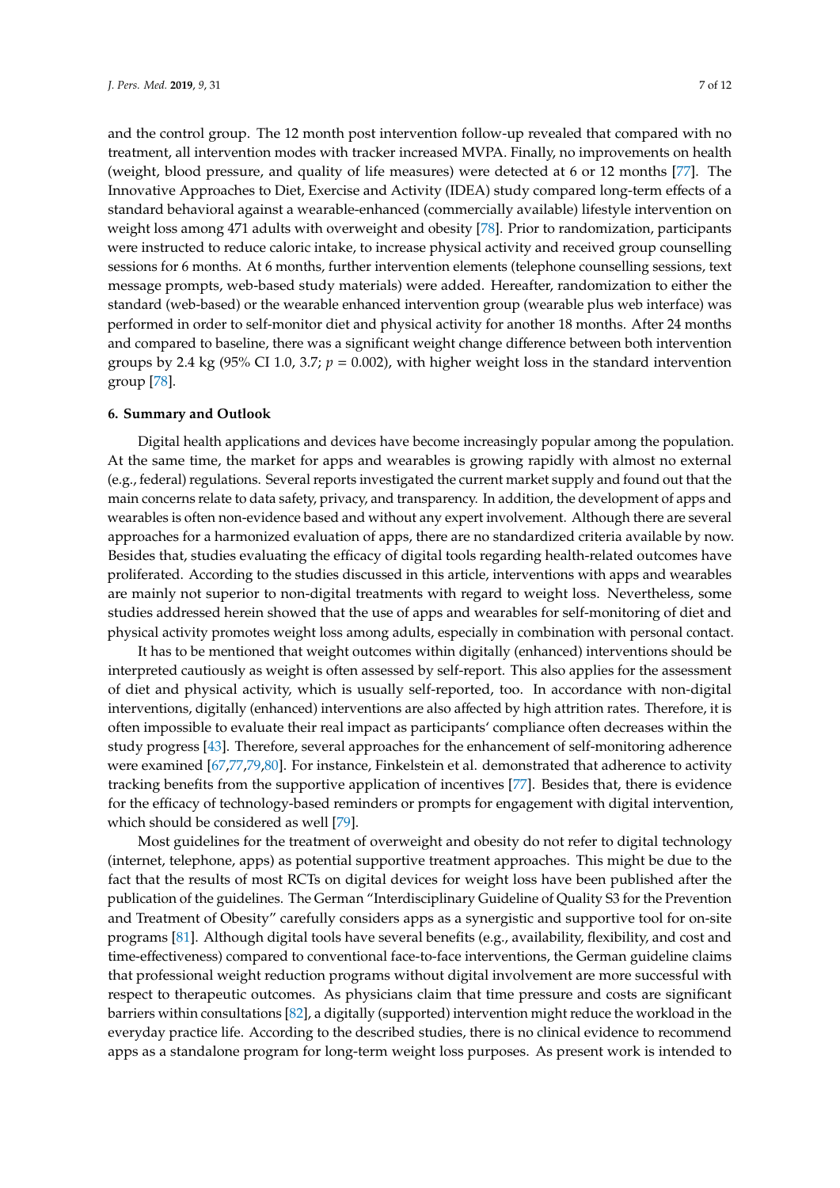and the control group. The 12 month post intervention follow-up revealed that compared with no treatment, all intervention modes with tracker increased MVPA. Finally, no improvements on health (weight, blood pressure, and quality of life measures) were detected at 6 or 12 months [77]. The Innovative Approaches to Diet, Exercise and Activity (IDEA) study compared long-term effects of a standard behavioral against a wearable-enhanced (commercially available) lifestyle intervention on weight loss among 471 adults with overweight and obesity [78]. Prior to randomization, participants were instructed to reduce caloric intake, to increase physical activity and received group counselling sessions for 6 months. At 6 months, further intervention elements (telephone counselling sessions, text message prompts, web-based study materials) were added. Hereafter, randomization to either the standard (web-based) or the wearable enhanced intervention group (wearable plus web interface) was performed in order to self-monitor diet and physical activity for another 18 months. After 24 months and compared to baseline, there was a significant weight change difference between both intervention groups by 2.4 kg (95% CI 1.0, 3.7; $p = 0.002$), with higher weight loss in the standard intervention group [78].

## 6. Summary and Outlook

Digital health applications and devices have become increasingly popular among the population. At the same time, the market for apps and wearables is growing rapidly with almost no external (e.g., federal) regulations. Several reports investigated the current market supply and found out that the main concerns relate to data safety, privacy, and transparency. In addition, the development of apps and wearables is often non-evidence based and without any expert involvement. Although there are several approaches for a harmonized evaluation of apps, there are no standardized criteria available by now. Besides that, studies evaluating the efficacy of digital tools regarding health-related outcomes have proliferated. According to the studies discussed in this article, interventions with apps and wearables are mainly not superior to non-digital treatments with regard to weight loss. Nevertheless, some studies addressed herein showed that the use of apps and wearables for self-monitoring of diet and physical activity promotes weight loss among adults, especially in combination with personal contact.

It has to be mentioned that weight outcomes within digitally (enhanced) interventions should be interpreted cautiously as weight is often assessed by self-report. This also applies for the assessment of diet and physical activity, which is usually self-reported, too. In accordance with non-digital interventions, digitally (enhanced) interventions are also affected by high attrition rates. Therefore, it is often impossible to evaluate their real impact as participants' compliance often decreases within the study progress [43]. Therefore, several approaches for the enhancement of self-monitoring adherence were examined [67,77,79,80]. For instance, Finkelstein et al. demonstrated that adherence to activity tracking benefits from the supportive application of incentives [77]. Besides that, there is evidence for the efficacy of technology-based reminders or prompts for engagement with digital intervention, which should be considered as well [79].

Most guidelines for the treatment of overweight and obesity do not refer to digital technology (internet, telephone, apps) as potential supportive treatment approaches. This might be due to the fact that the results of most RCTs on digital devices for weight loss have been published after the publication of the guidelines. The German "Interdisciplinary Guideline of Quality S3 for the Prevention and Treatment of Obesity" carefully considers apps as a synergistic and supportive tool for on-site programs [81]. Although digital tools have several benefits (e.g., availability, flexibility, and cost and time-effectiveness) compared to conventional face-to-face interventions, the German guideline claims that professional weight reduction programs without digital involvement are more successful with respect to therapeutic outcomes. As physicians claim that time pressure and costs are significant barriers within consultations [82], a digitally (supported) intervention might reduce the workload in the everyday practice life. According to the described studies, there is no clinical evidence to recommend apps as a standalone program for long-term weight loss purposes. As present work is intended to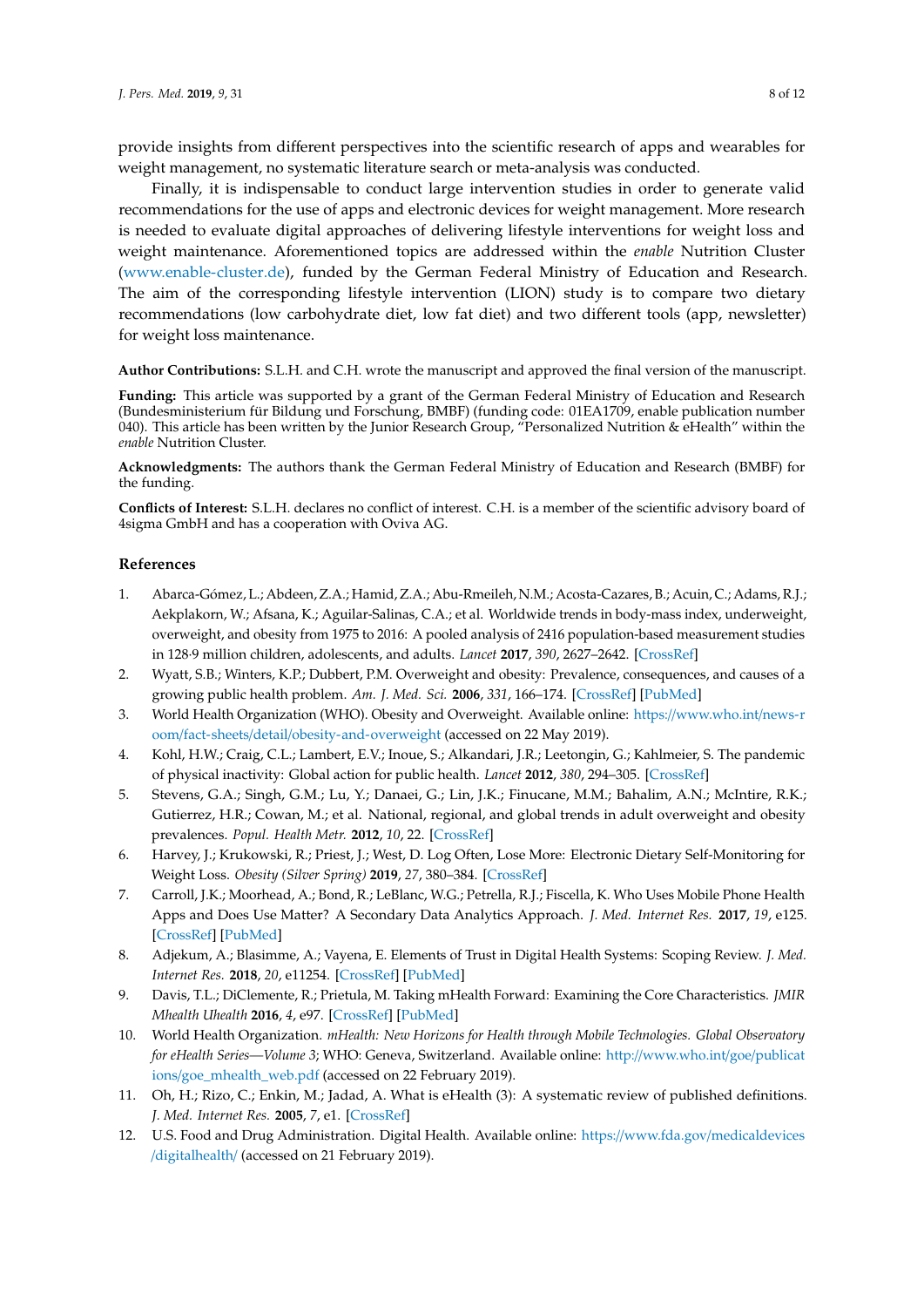provide insights from different perspectives into the scientific research of apps and wearables for weight management, no systematic literature search or meta-analysis was conducted.

Finally, it is indispensable to conduct large intervention studies in order to generate valid recommendations for the use of apps and electronic devices for weight management. More research is needed to evaluate digital approaches of delivering lifestyle interventions for weight loss and weight maintenance. Aforementioned topics are addressed within the *enable* Nutrition Cluster (www.enable-cluster.de), funded by the German Federal Ministry of Education and Research. The aim of the corresponding lifestyle intervention (LION) study is to compare two dietary recommendations (low carbohydrate diet, low fat diet) and two different tools (app, newsletter) for weight loss maintenance.

**Author Contributions:** S.L.H. and C.H. wrote the manuscript and approved the final version of the manuscript.

**Funding:** This article was supported by a grant of the German Federal Ministry of Education and Research (Bundesministerium für Bildung und Forschung, BMBF) (funding code: 01EA1709, enable publication number 040). This article has been written by the Junior Research Group, "Personalized Nutrition & eHealth" within the *enable* Nutrition Cluster.

**Acknowledgments:** The authors thank the German Federal Ministry of Education and Research (BMBF) for the funding.

**Conflicts of Interest:** S.L.H. declares no conflict of interest. C.H. is a member of the scientific advisory board of 4sigma GmbH and has a cooperation with Oviva AG.

## References

1. Abarca-Gómez, L.; Abdeen, Z.A.; Hamid, Z.A.; Abu-Rmeileh, N.M.; Acosta-Cazares, B.; Acuin, C.; Adams, R.J.; Aekplakorn, W.; Afsana, K.; Aguilar-Salinas, C.A.; et al. Worldwide trends in body-mass index, underweight, overweight, and obesity from 1975 to 2016: A pooled analysis of 2416 population-based measurement studies in 128·9 million children, adolescents, and adults. *Lancet* **2017**, *390*, 2627–2642. [CrossRef]
2. Wyatt, S.B.; Winters, K.P.; Dubbert, P.M. Overweight and obesity: Prevalence, consequences, and causes of a growing public health problem. *Am. J. Med. Sci.* **2006**, *331*, 166–174. [CrossRef] [PubMed]
3. World Health Organization (WHO). Obesity and Overweight. Available online: https://www.who.int/news-room/fact-sheets/detail/obesity-and-overweight (accessed on 22 May 2019).
4. Kohl, H.W.; Craig, C.L.; Lambert, E.V.; Inoue, S.; Alkandari, J.R.; Leetongin, G.; Kahlmeier, S. The pandemic of physical inactivity: Global action for public health. *Lancet* **2012**, *380*, 294–305. [CrossRef]
5. Stevens, G.A.; Singh, G.M.; Lu, Y.; Danaei, G.; Lin, J.K.; Finucane, M.M.; Bahalim, A.N.; McIntire, R.K.; Gutierrez, H.R.; Cowan, M.; et al. National, regional, and global trends in adult overweight and obesity prevalences. *Popul. Health Metr.* **2012**, *10*, 22. [CrossRef]
6. Harvey, J.; Krukowski, R.; Priest, J.; West, D. Log Often, Lose More: Electronic Dietary Self-Monitoring for Weight Loss. *Obesity (Silver Spring)* **2019**, *27*, 380–384. [CrossRef]
7. Carroll, J.K.; Moorhead, A.; Bond, R.; LeBlanc, W.G.; Petrella, R.J.; Fiscella, K. Who Uses Mobile Phone Health Apps and Does Use Matter? A Secondary Data Analytics Approach. *J. Med. Internet Res.* **2017**, *19*, e125. [CrossRef] [PubMed]
8. Adjekum, A.; Blasimme, A.; Vayena, E. Elements of Trust in Digital Health Systems: Scoping Review. *J. Med. Internet Res.* **2018**, *20*, e11254. [CrossRef] [PubMed]
9. Davis, T.L.; DiClemente, R.; Prietula, M. Taking mHealth Forward: Examining the Core Characteristics. *JMIR Mhealth Uhealth* **2016**, *4*, e97. [CrossRef] [PubMed]
10. World Health Organization. *mHealth: New Horizons for Health through Mobile Technologies. Global Observatory for eHealth Series—Volume 3*; WHO: Geneva, Switzerland. Available online: http://www.who.int/goe/publications/goe_mhealth_web.pdf (accessed on 22 February 2019).
11. Oh, H.; Rizo, C.; Enkin, M.; Jadad, A. What is eHealth (3): A systematic review of published definitions. *J. Med. Internet Res.* **2005**, *7*, e1. [CrossRef]
12. U.S. Food and Drug Administration. Digital Health. Available online: https://www.fda.gov/medicaldevices/digitalhealth/ (accessed on 21 February 2019).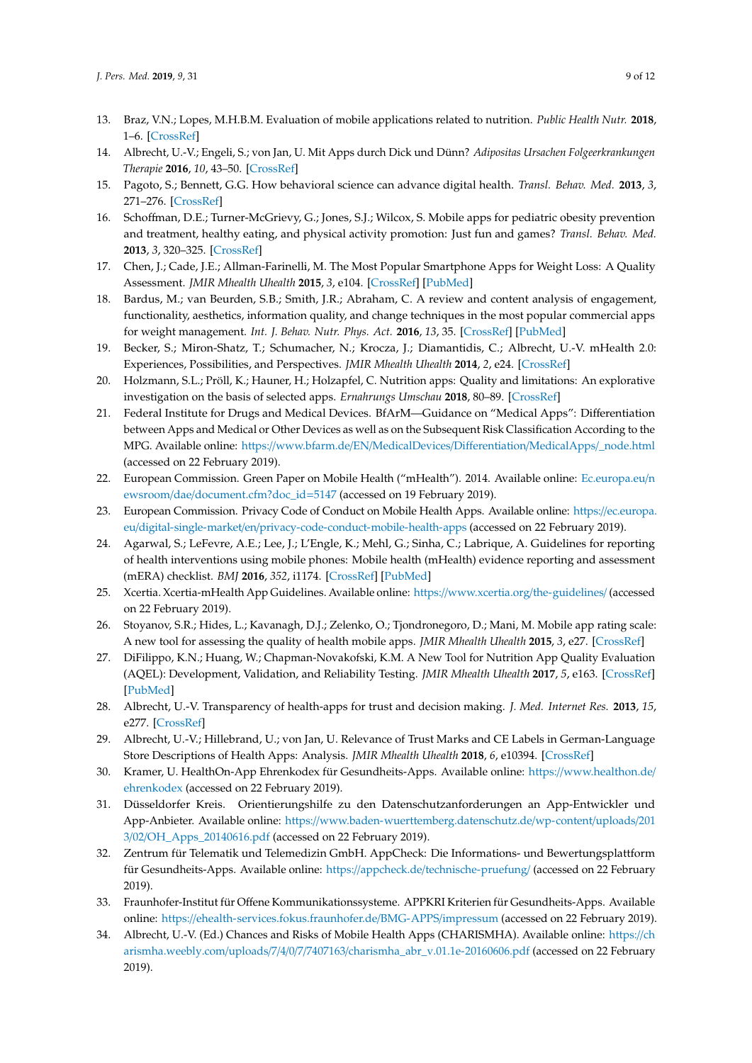13. Braz, V.N.; Lopes, M.H.B.M. Evaluation of mobile applications related to nutrition. *Public Health Nutr.* **2018**, 1–6. [CrossRef]
14. Albrecht, U.-V.; Engeli, S.; von Jan, U. Mit Apps durch Dick und Dünn? *Adipositas Ursachen Folgeerkrankungen Therapie* **2016**, *10*, 43–50. [CrossRef]
15. Pagoto, S.; Bennett, G.G. How behavioral science can advance digital health. *Transl. Behav. Med.* **2013**, *3*, 271–276. [CrossRef]
16. Schoffman, D.E.; Turner-McGrievy, G.; Jones, S.J.; Wilcox, S. Mobile apps for pediatric obesity prevention and treatment, healthy eating, and physical activity promotion: Just fun and games? *Transl. Behav. Med.* **2013**, *3*, 320–325. [CrossRef]
17. Chen, J.; Cade, J.E.; Allman-Farinelli, M. The Most Popular Smartphone Apps for Weight Loss: A Quality Assessment. *JMIR Mhealth Uhealth* **2015**, *3*, e104. [CrossRef] [PubMed]
18. Bardus, M.; van Beurden, S.B.; Smith, J.R.; Abraham, C. A review and content analysis of engagement, functionality, aesthetics, information quality, and change techniques in the most popular commercial apps for weight management. *Int. J. Behav. Nutr. Phys. Act.* **2016**, *13*, 35. [CrossRef] [PubMed]
19. Becker, S.; Miron-Shatz, T.; Schumacher, N.; Krocza, J.; Diamantidis, C.; Albrecht, U.-V. mHealth 2.0: Experiences, Possibilities, and Perspectives. *JMIR Mhealth Uhealth* **2014**, *2*, e24. [CrossRef]
20. Holzmann, S.L.; Pröll, K.; Hauner, H.; Holzapfel, C. Nutrition apps: Quality and limitations: An explorative investigation on the basis of selected apps. *Ernahrungs Umschau* **2018**, 80–89. [CrossRef]
21. Federal Institute for Drugs and Medical Devices. BfArM—Guidance on "Medical Apps": Differentiation between Apps and Medical or Other Devices as well as on the Subsequent Risk Classification According to the MPG. Available online: https://www.bfarm.de/EN/MedicalDevices/Differentiation/MedicalApps/_node.html (accessed on 22 February 2019).
22. European Commission. Green Paper on Mobile Health ("mHealth"). 2014. Available online: Ec.europa.eu/newsroom/dae/document.cfm?doc_id=5147 (accessed on 19 February 2019).
23. European Commission. Privacy Code of Conduct on Mobile Health Apps. Available online: https://ec.europa.eu/digital-single-market/en/privacy-code-conduct-mobile-health-apps (accessed on 22 February 2019).
24. Agarwal, S.; LeFevre, A.E.; Lee, J.; L'Engle, K.; Mehl, G.; Sinha, C.; Labrique, A. Guidelines for reporting of health interventions using mobile phones: Mobile health (mHealth) evidence reporting and assessment (mERA) checklist. *BMJ* **2016**, *352*, i1174. [CrossRef] [PubMed]
25. Xcertia. Xcertia-mHealth App Guidelines. Available online: https://www.xcertia.org/the-guidelines/ (accessed on 22 February 2019).
26. Stoyanov, S.R.; Hides, L.; Kavanagh, D.J.; Zelenko, O.; Tjondronegoro, D.; Mani, M. Mobile app rating scale: A new tool for assessing the quality of health mobile apps. *JMIR Mhealth Uhealth* **2015**, *3*, e27. [CrossRef]
27. DiFilippo, K.N.; Huang, W.; Chapman-Novakofski, K.M. A New Tool for Nutrition App Quality Evaluation (AQEL): Development, Validation, and Reliability Testing. *JMIR Mhealth Uhealth* **2017**, *5*, e163. [CrossRef] [PubMed]
28. Albrecht, U.-V. Transparency of health-apps for trust and decision making. *J. Med. Internet Res.* **2013**, *15*, e277. [CrossRef]
29. Albrecht, U.-V.; Hillebrand, U.; von Jan, U. Relevance of Trust Marks and CE Labels in German-Language Store Descriptions of Health Apps: Analysis. *JMIR Mhealth Uhealth* **2018**, *6*, e10394. [CrossRef]
30. Kramer, U. HealthOn-App Ehrenkodex für Gesundheits-Apps. Available online: https://www.healthon.de/ehrenkodex (accessed on 22 February 2019).
31. Düsseldorfer Kreis. Orientierungshilfe zu den Datenschutzanforderungen an App-Entwickler und App-Anbieter. Available online: https://www.baden-wuerttemberg.datenschutz.de/wp-content/uploads/2013/02/OH_Apps_20140616.pdf (accessed on 22 February 2019).
32. Zentrum für Telematik und Telemedizin GmbH. AppCheck: Die Informations- und Bewertungsplattform für Gesundheits-Apps. Available online: https://appcheck.de/technische-pruefung/ (accessed on 22 February 2019).
33. Fraunhofer-Institut für Offene Kommunikationssysteme. APPKRI Kriterien für Gesundheits-Apps. Available online: https://ehealth-services.fokus.fraunhofer.de/BMG-APPS/impressum (accessed on 22 February 2019).
34. Albrecht, U.-V. (Ed.) Chances and Risks of Mobile Health Apps (CHARISMHA). Available online: https://charismha.weebly.com/uploads/7/4/0/7/7407163/charismha_abr_v.01.1e-20160606.pdf (accessed on 22 February 2019).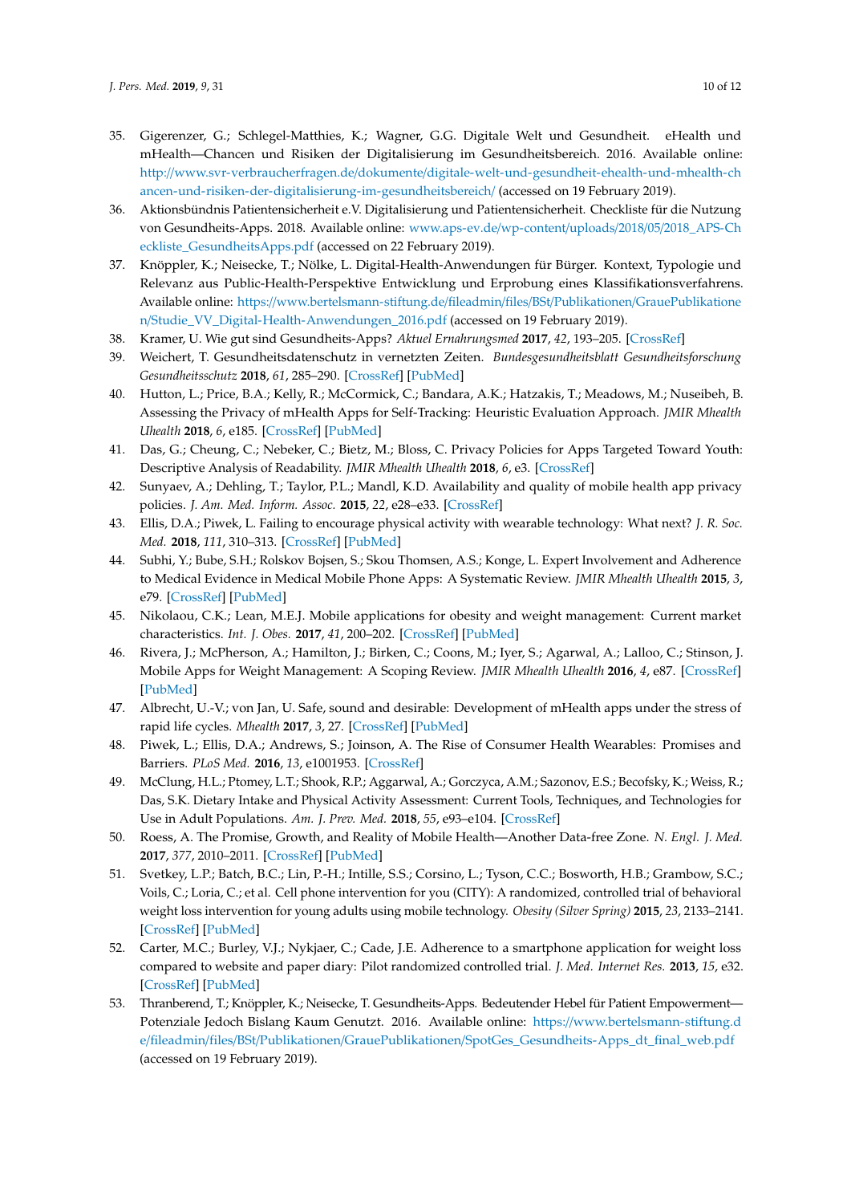35. Gigerenzer, G.; Schlegel-Matthies, K.; Wagner, G.G. Digitale Welt und Gesundheit. eHealth und mHealth—Chancen und Risiken der Digitalisierung im Gesundheitsbereich. 2016. Available online: http://www.svr-verbraucherfragen.de/dokumente/digitale-welt-und-gesundheit-ehealth-und-mhealth-chancen-und-risiken-der-digitalisierung-im-gesundheitsbereich/ (accessed on 19 February 2019).
36. Aktionsbündnis Patientensicherheit e.V. Digitalisierung und Patientensicherheit. Checkliste für die Nutzung von Gesundheits-Apps. 2018. Available online: www.aps-ev.de/wp-content/uploads/2018/05/2018_APS-Checkliste_GesundheitsApps.pdf (accessed on 22 February 2019).
37. Knöppler, K.; Neisecke, T.; Nölke, L. Digital-Health-Anwendungen für Bürger. Kontext, Typologie und Relevanz aus Public-Health-Perspektive Entwicklung und Erprobung eines Klassifikationsverfahrens. Available online: https://www.bertelsmann-stiftung.de/fileadmin/files/BSt/Publikationen/GrauePublikationen/Studie_VV_Digital-Health-Anwendungen_2016.pdf (accessed on 19 February 2019).
38. Kramer, U. Wie gut sind Gesundheits-Apps? *Aktuel Ernahrungsmed* **2017**, *42*, 193–205. [CrossRef]
39. Weichert, T. Gesundheitsdatenschutz in vernetzten Zeiten. *Bundesgesundheitsblatt Gesundheitsforschung Gesundheitsschutz* **2018**, *61*, 285–290. [CrossRef] [PubMed]
40. Hutton, L.; Price, B.A.; Kelly, R.; McCormick, C.; Bandara, A.K.; Hatzakis, T.; Meadows, M.; Nuseibeh, B. Assessing the Privacy of mHealth Apps for Self-Tracking: Heuristic Evaluation Approach. *JMIR Mhealth Uhealth* **2018**, *6*, e185. [CrossRef] [PubMed]
41. Das, G.; Cheung, C.; Nebeker, C.; Bietz, M.; Bloss, C. Privacy Policies for Apps Targeted Toward Youth: Descriptive Analysis of Readability. *JMIR Mhealth Uhealth* **2018**, *6*, e3. [CrossRef]
42. Sunyaev, A.; Dehling, T.; Taylor, P.L.; Mandl, K.D. Availability and quality of mobile health app privacy policies. *J. Am. Med. Inform. Assoc.* **2015**, *22*, e28–e33. [CrossRef]
43. Ellis, D.A.; Piwek, L. Failing to encourage physical activity with wearable technology: What next? *J. R. Soc. Med.* **2018**, *111*, 310–313. [CrossRef] [PubMed]
44. Subhi, Y.; Bube, S.H.; Rolskov Bojsen, S.; Skou Thomsen, A.S.; Konge, L. Expert Involvement and Adherence to Medical Evidence in Medical Mobile Phone Apps: A Systematic Review. *JMIR Mhealth Uhealth* **2015**, *3*, e79. [CrossRef] [PubMed]
45. Nikolaou, C.K.; Lean, M.E.J. Mobile applications for obesity and weight management: Current market characteristics. *Int. J. Obes.* **2017**, *41*, 200–202. [CrossRef] [PubMed]
46. Rivera, J.; McPherson, A.; Hamilton, J.; Birken, C.; Coons, M.; Iyer, S.; Agarwal, A.; Lalloo, C.; Stinson, J. Mobile Apps for Weight Management: A Scoping Review. *JMIR Mhealth Uhealth* **2016**, *4*, e87. [CrossRef] [PubMed]
47. Albrecht, U.-V.; von Jan, U. Safe, sound and desirable: Development of mHealth apps under the stress of rapid life cycles. *Mhealth* **2017**, *3*, 27. [CrossRef] [PubMed]
48. Piwek, L.; Ellis, D.A.; Andrews, S.; Joinson, A. The Rise of Consumer Health Wearables: Promises and Barriers. *PLoS Med.* **2016**, *13*, e1001953. [CrossRef]
49. McClung, H.L.; Ptomey, L.T.; Shook, R.P.; Aggarwal, A.; Gorczyca, A.M.; Sazonov, E.S.; Becofsky, K.; Weiss, R.; Das, S.K. Dietary Intake and Physical Activity Assessment: Current Tools, Techniques, and Technologies for Use in Adult Populations. *Am. J. Prev. Med.* **2018**, *55*, e93–e104. [CrossRef]
50. Roess, A. The Promise, Growth, and Reality of Mobile Health—Another Data-free Zone. *N. Engl. J. Med.* **2017**, *377*, 2010–2011. [CrossRef] [PubMed]
51. Svetkey, L.P.; Batch, B.C.; Lin, P.-H.; Intille, S.S.; Corsino, L.; Tyson, C.C.; Bosworth, H.B.; Grambow, S.C.; Voils, C.; Loria, C.; et al. Cell phone intervention for you (CITY): A randomized, controlled trial of behavioral weight loss intervention for young adults using mobile technology. *Obesity (Silver Spring)* **2015**, *23*, 2133–2141. [CrossRef] [PubMed]
52. Carter, M.C.; Burley, V.J.; Nykjaer, C.; Cade, J.E. Adherence to a smartphone application for weight loss compared to website and paper diary: Pilot randomized controlled trial. *J. Med. Internet Res.* **2013**, *15*, e32. [CrossRef] [PubMed]
53. Thranberend, T.; Knöppler, K.; Neisecke, T. Gesundheits-Apps. Bedeutender Hebel für Patient Empowerment—Potenziale Jedoch Bislang Kaum Genutzt. 2016. Available online: https://www.bertelsmann-stiftung.de/fileadmin/files/BSt/Publikationen/GrauePublikationen/SpotGes_Gesundheits-Apps_dt_final_web.pdf (accessed on 19 February 2019).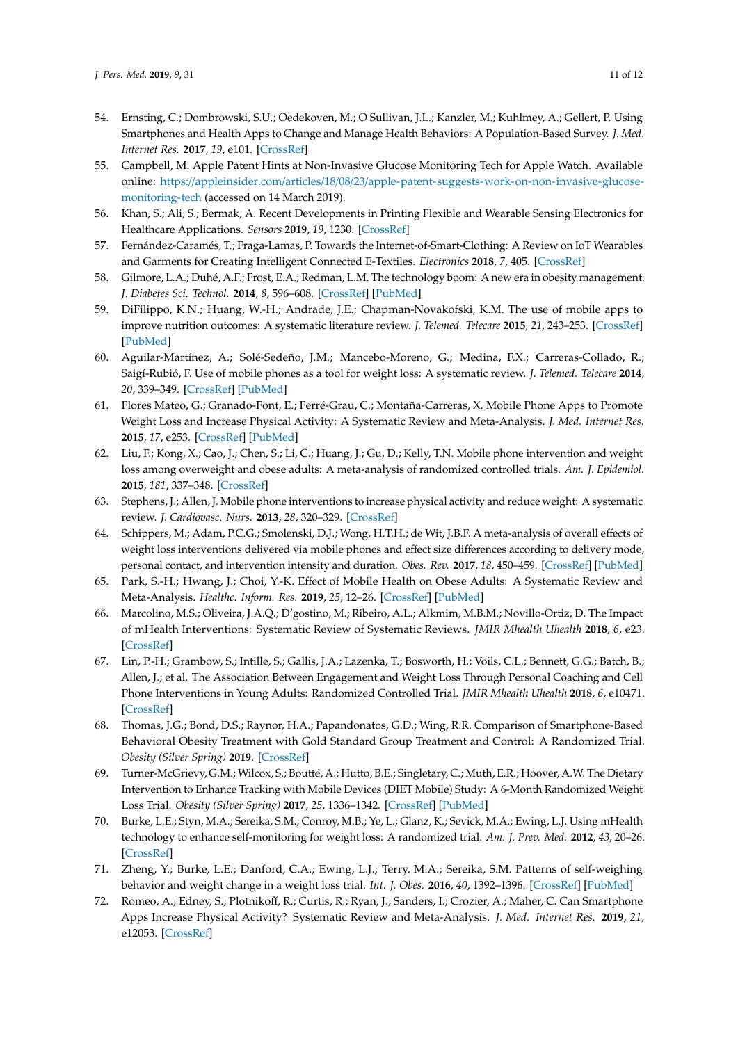54. Ernsting, C.; Dombrowski, S.U.; Oedekoven, M.; O Sullivan, J.L.; Kanzler, M.; Kuhlmey, A.; Gellert, P. Using Smartphones and Health Apps to Change and Manage Health Behaviors: A Population-Based Survey. *J. Med. Internet Res.* **2017**, *19*, e101. [CrossRef]
55. Campbell, M. Apple Patent Hints at Non-Invasive Glucose Monitoring Tech for Apple Watch. Available online: https://appleinsider.com/articles/18/08/23/apple-patent-suggests-work-on-non-invasive-glucose-monitoring-tech (accessed on 14 March 2019).
56. Khan, S.; Ali, S.; Bermak, A. Recent Developments in Printing Flexible and Wearable Sensing Electronics for Healthcare Applications. *Sensors* **2019**, *19*, 1230. [CrossRef]
57. Fernández-Caramés, T.; Fraga-Lamas, P. Towards the Internet-of-Smart-Clothing: A Review on IoT Wearables and Garments for Creating Intelligent Connected E-Textiles. *Electronics* **2018**, *7*, 405. [CrossRef]
58. Gilmore, L.A.; Duhé, A.F.; Frost, E.A.; Redman, L.M. The technology boom: A new era in obesity management. *J. Diabetes Sci. Technol.* **2014**, *8*, 596–608. [CrossRef] [PubMed]
59. DiFilippo, K.N.; Huang, W.-H.; Andrade, J.E.; Chapman-Novakofski, K.M. The use of mobile apps to improve nutrition outcomes: A systematic literature review. *J. Telemed. Telecare* **2015**, *21*, 243–253. [CrossRef] [PubMed]
60. Aguilar-Martínez, A.; Solé-Sedeño, J.M.; Mancebo-Moreno, G.; Medina, F.X.; Carreras-Collado, R.; Saigí-Rubió, F. Use of mobile phones as a tool for weight loss: A systematic review. *J. Telemed. Telecare* **2014**, *20*, 339–349. [CrossRef] [PubMed]
61. Flores Mateo, G.; Granado-Font, E.; Ferré-Grau, C.; Montaña-Carreras, X. Mobile Phone Apps to Promote Weight Loss and Increase Physical Activity: A Systematic Review and Meta-Analysis. *J. Med. Internet Res.* **2015**, *17*, e253. [CrossRef] [PubMed]
62. Liu, F.; Kong, X.; Cao, J.; Chen, S.; Li, C.; Huang, J.; Gu, D.; Kelly, T.N. Mobile phone intervention and weight loss among overweight and obese adults: A meta-analysis of randomized controlled trials. *Am. J. Epidemiol.* **2015**, *181*, 337–348. [CrossRef]
63. Stephens, J.; Allen, J. Mobile phone interventions to increase physical activity and reduce weight: A systematic review. *J. Cardiovasc. Nurs.* **2013**, *28*, 320–329. [CrossRef]
64. Schippers, M.; Adam, P.C.G.; Smolenski, D.J.; Wong, H.T.H.; de Wit, J.B.F. A meta-analysis of overall effects of weight loss interventions delivered via mobile phones and effect size differences according to delivery mode, personal contact, and intervention intensity and duration. *Obes. Rev.* **2017**, *18*, 450–459. [CrossRef] [PubMed]
65. Park, S.-H.; Hwang, J.; Choi, Y.-K. Effect of Mobile Health on Obese Adults: A Systematic Review and Meta-Analysis. *Healthc. Inform. Res.* **2019**, *25*, 12–26. [CrossRef] [PubMed]
66. Marcolino, M.S.; Oliveira, J.A.Q.; D'gostino, M.; Ribeiro, A.L.; Alkmim, M.B.M.; Novillo-Ortiz, D. The Impact of mHealth Interventions: Systematic Review of Systematic Reviews. *JMIR Mhealth Uhealth* **2018**, *6*, e23. [CrossRef]
67. Lin, P.-H.; Grambow, S.; Intille, S.; Gallis, J.A.; Lazenka, T.; Bosworth, H.; Voils, C.L.; Bennett, G.G.; Batch, B.; Allen, J.; et al. The Association Between Engagement and Weight Loss Through Personal Coaching and Cell Phone Interventions in Young Adults: Randomized Controlled Trial. *JMIR Mhealth Uhealth* **2018**, *6*, e10471. [CrossRef]
68. Thomas, J.G.; Bond, D.S.; Raynor, H.A.; Papandonatos, G.D.; Wing, R.R. Comparison of Smartphone-Based Behavioral Obesity Treatment with Gold Standard Group Treatment and Control: A Randomized Trial. *Obesity (Silver Spring)* **2019**. [CrossRef]
69. Turner-McGrievy, G.M.; Wilcox, S.; Boutté, A.; Hutto, B.E.; Singletary, C.; Muth, E.R.; Hoover, A.W. The Dietary Intervention to Enhance Tracking with Mobile Devices (DIET Mobile) Study: A 6-Month Randomized Weight Loss Trial. *Obesity (Silver Spring)* **2017**, *25*, 1336–1342. [CrossRef] [PubMed]
70. Burke, L.E.; Styn, M.A.; Sereika, S.M.; Conroy, M.B.; Ye, L.; Glanz, K.; Sevick, M.A.; Ewing, L.J. Using mHealth technology to enhance self-monitoring for weight loss: A randomized trial. *Am. J. Prev. Med.* **2012**, *43*, 20–26. [CrossRef]
71. Zheng, Y.; Burke, L.E.; Danford, C.A.; Ewing, L.J.; Terry, M.A.; Sereika, S.M. Patterns of self-weighing behavior and weight change in a weight loss trial. *Int. J. Obes.* **2016**, *40*, 1392–1396. [CrossRef] [PubMed]
72. Romeo, A.; Edney, S.; Plotnikoff, R.; Curtis, R.; Ryan, J.; Sanders, I.; Crozier, A.; Maher, C. Can Smartphone Apps Increase Physical Activity? Systematic Review and Meta-Analysis. *J. Med. Internet Res.* **2019**, *21*, e12053. [CrossRef]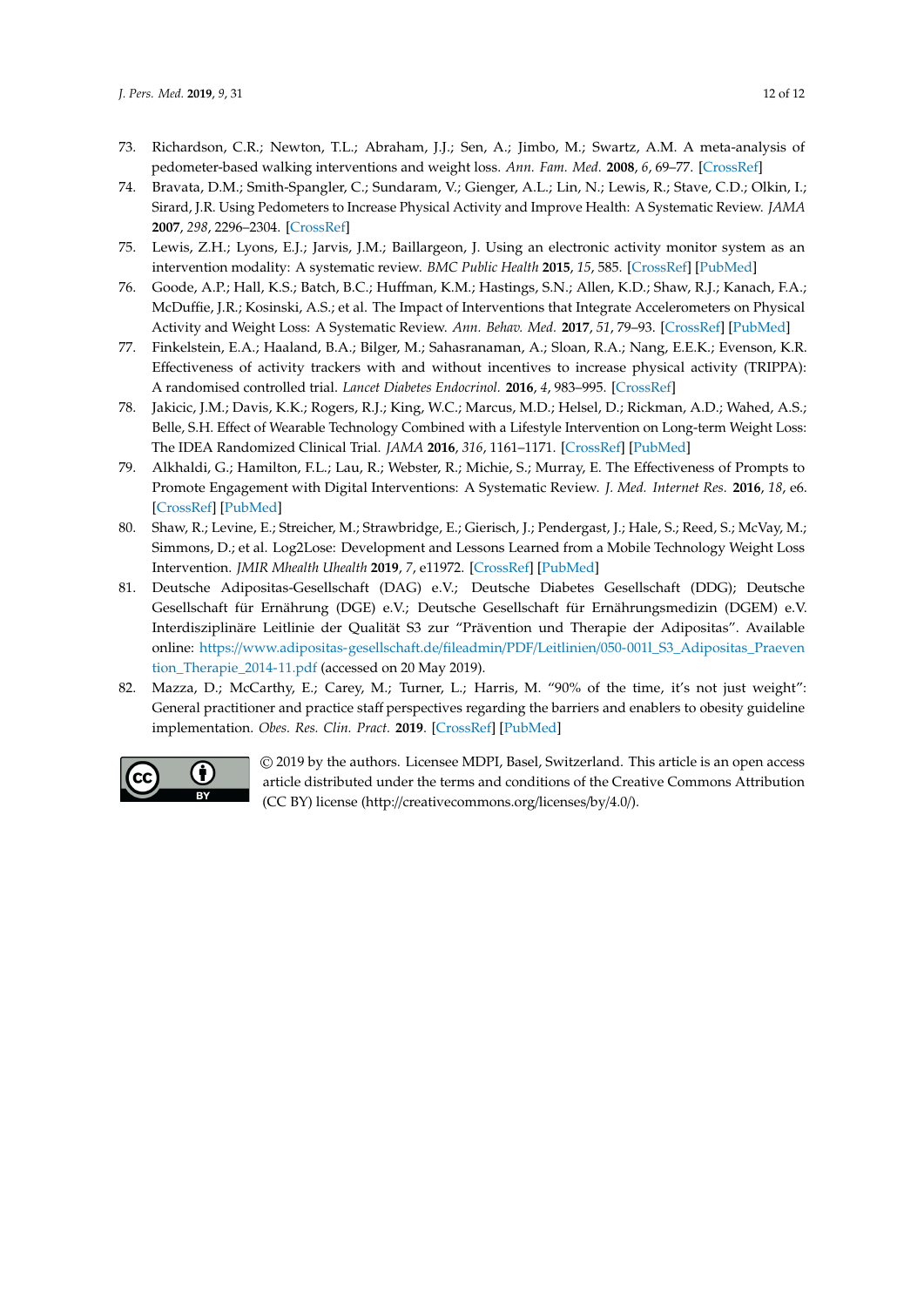73. Richardson, C.R.; Newton, T.L.; Abraham, J.J.; Sen, A.; Jimbo, M.; Swartz, A.M. A meta-analysis of pedometer-based walking interventions and weight loss. *Ann. Fam. Med.* **2008**, *6*, 69–77. [CrossRef]
74. Bravata, D.M.; Smith-Spangler, C.; Sundaram, V.; Gienger, A.L.; Lin, N.; Lewis, R.; Stave, C.D.; Olkin, I.; Sirard, J.R. Using Pedometers to Increase Physical Activity and Improve Health: A Systematic Review. *JAMA* **2007**, *298*, 2296–2304. [CrossRef]
75. Lewis, Z.H.; Lyons, E.J.; Jarvis, J.M.; Baillargeon, J. Using an electronic activity monitor system as an intervention modality: A systematic review. *BMC Public Health* **2015**, *15*, 585. [CrossRef] [PubMed]
76. Goode, A.P.; Hall, K.S.; Batch, B.C.; Huffman, K.M.; Hastings, S.N.; Allen, K.D.; Shaw, R.J.; Kanach, F.A.; McDuffie, J.R.; Kosinski, A.S.; et al. The Impact of Interventions that Integrate Accelerometers on Physical Activity and Weight Loss: A Systematic Review. *Ann. Behav. Med.* **2017**, *51*, 79–93. [CrossRef] [PubMed]
77. Finkelstein, E.A.; Haaland, B.A.; Bilger, M.; Sahasranaman, A.; Sloan, R.A.; Nang, E.E.K.; Evenson, K.R. Effectiveness of activity trackers with and without incentives to increase physical activity (TRIPPA): A randomised controlled trial. *Lancet Diabetes Endocrinol.* **2016**, *4*, 983–995. [CrossRef]
78. Jakicic, J.M.; Davis, K.K.; Rogers, R.J.; King, W.C.; Marcus, M.D.; Helsel, D.; Rickman, A.D.; Wahed, A.S.; Belle, S.H. Effect of Wearable Technology Combined with a Lifestyle Intervention on Long-term Weight Loss: The IDEA Randomized Clinical Trial. *JAMA* **2016**, *316*, 1161–1171. [CrossRef] [PubMed]
79. Alkhaldi, G.; Hamilton, F.L.; Lau, R.; Webster, R.; Michie, S.; Murray, E. The Effectiveness of Prompts to Promote Engagement with Digital Interventions: A Systematic Review. *J. Med. Internet Res.* **2016**, *18*, e6. [CrossRef] [PubMed]
80. Shaw, R.; Levine, E.; Streicher, M.; Strawbridge, E.; Gierisch, J.; Pendergast, J.; Hale, S.; Reed, S.; McVay, M.; Simmons, D.; et al. Log2Lose: Development and Lessons Learned from a Mobile Technology Weight Loss Intervention. *JMIR Mhealth Uhealth* **2019**, *7*, e11972. [CrossRef] [PubMed]
81. Deutsche Adipositas-Gesellschaft (DAG) e.V.; Deutsche Diabetes Gesellschaft (DDG); Deutsche Gesellschaft für Ernährung (DGE) e.V.; Deutsche Gesellschaft für Ernährungsmedizin (DGEM) e.V. Interdisziplinäre Leitlinie der Qualität S3 zur "Prävention und Therapie der Adipositas". Available online: https://www.adipositas-gesellschaft.de/fileadmin/PDF/Leitlinien/050-001l_S3_Adipositas_Praevention_Therapie_2014-11.pdf (accessed on 20 May 2019).
82. Mazza, D.; McCarthy, E.; Carey, M.; Turner, L.; Harris, M. "90% of the time, it's not just weight": General practitioner and practice staff perspectives regarding the barriers and enablers to obesity guideline implementation. *Obes. Res. Clin. Pract.* **2019**. [CrossRef] [PubMed]

© 2019 by the authors. Licensee MDPI, Basel, Switzerland. This article is an open access article distributed under the terms and conditions of the Creative Commons Attribution (CC BY) license (http://creativecommons.org/licenses/by/4.0/).